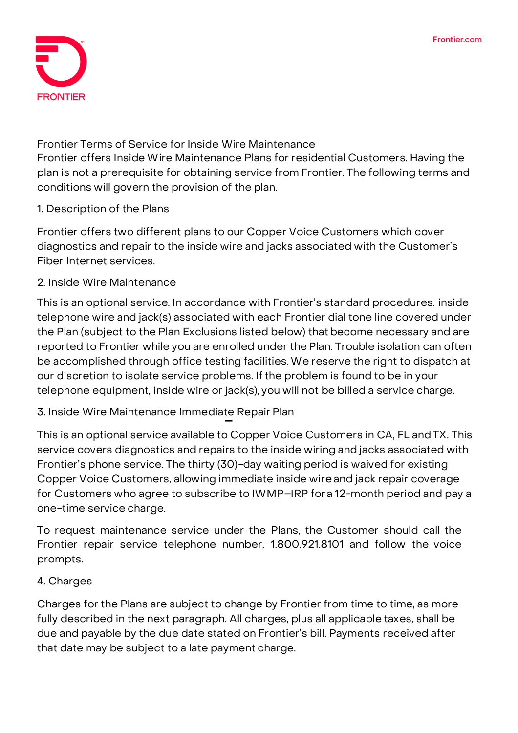# Frontier Terms of Service for Inside Wire Maintenance

Frontier offers Inside Wire Maintenance Plans for residential Customers. Having the plan is not a prerequisite for obtaining service from Frontier. The following terms and conditions will govern the provision of the plan.

## 1. Description of the Plans

Frontier offers two different plans to our Copper Voice Customers which cover diagnostics and repair to the inside wire and jacks associated with the Customer's Fiber Internet services.

## 2. Inside Wire Maintenance

This is an optional service. In accordance with Frontier's standard procedures. inside telephone wire and jack(s) associated with each Frontier dial tone line covered under the Plan (subject to the Plan Exclusions listed below) that become necessary and are reported to Frontier while you are enrolled under the Plan. Trouble isolation can often be accomplished through office testing facilities. We reserve the right to dispatch at our discretion to isolate service problems. If the problem is found to be in your telephone equipment, inside wire or jack(s), you will not be billed a service charge.

## 3. Inside Wire Maintenance Immediate Repair Plan

This is an optional service available to Copper Voice Customers in CA, FL and TX. This service covers diagnostics and repairs to the inside wiring and jacks associated with Frontier's phone service. The thirty (30)-day waiting period is waived for existing Copper Voice Customers, allowing immediate inside wire and jack repair coverage for Customers who agree to subscribe to IWMP–IRP for a 12-month period and pay a one-time service charge.

To request maintenance service under the Plans, the Customer should call the Frontier repair service telephone number, 1.800.921.8101 and follow the voice prompts.

## 4. Charges

Charges for the Plans are subject to change by Frontier from time to time, as more fully described in the next paragraph. All charges, plus all applicable taxes, shall be due and payable by the due date stated on Frontier's bill. Payments received after that date may be subject to a late payment charge.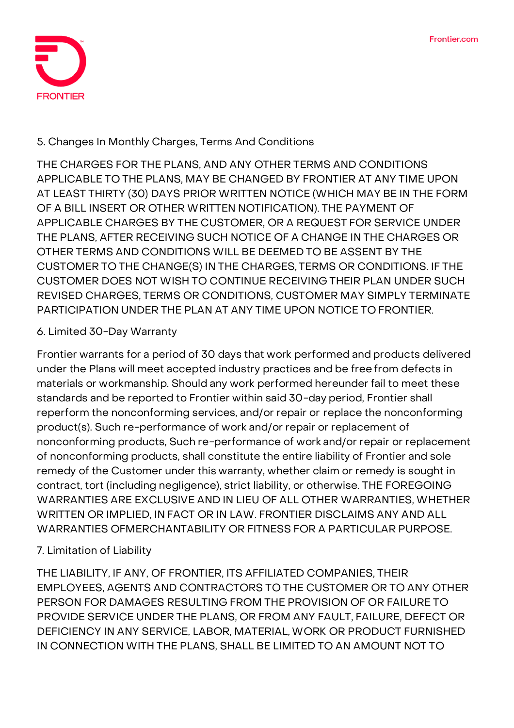5. Changes In Monthly Charges, Terms And Conditions

THE CHARGES FOR THE PLANS, AND ANY OTHER TERMS AND CONDITIONS APPLICABLE TO THE PLANS, MAY BE CHANGED BY FRONTIER AT ANY TIME UPON AT LEAST THIRTY (30) DAYS PRIOR WRITTEN NOTICE (WHICH MAY BE IN THE FORM OF A BILL INSERT OR OTHER WRITTEN NOTIFICATION). THE PAYMENT OF APPLICABLE CHARGES BY THE CUSTOMER, OR A REQUEST FOR SERVICE UNDER THE PLANS, AFTER RECEIVING SUCH NOTICE OF A CHANGE IN THE CHARGES OR OTHER TERMS AND CONDITIONS WILL BE DEEMED TO BE ASSENT BY THE CUSTOMER TO THE CHANGE(S) IN THE CHARGES, TERMS OR CONDITIONS. IF THE CUSTOMER DOES NOT WISH TO CONTINUE RECEIVING THEIR PLAN UNDER SUCH REVISED CHARGES, TERMS OR CONDITIONS, CUSTOMER MAY SIMPLY TERMINATE PARTICIPATION UNDER THE PLAN AT ANY TIME UPON NOTICE TO FRONTIER.

6. Limited 30-Day Warranty

Frontier warrants for a period of 30 days that work performed and products delivered under the Plans will meet accepted industry practices and be free from defects in materials or workmanship. Should any work performed hereunder fail to meet these standards and be reported to Frontier within said 30-day period, Frontier shall reperform the nonconforming services, and/or repair or replace the nonconforming product(s). Such re-performance of work and/or repair or replacement of nonconforming products, Such re-performance of work and/or repair or replacement of nonconforming products, shall constitute the entire liability of Frontier and sole remedy of the Customer under this warranty, whether claim or remedy is sought in contract, tort (including negligence), strict liability, or otherwise. THE FOREGOING WARRANTIES ARE EXCLUSIVE AND IN LIEU OF ALL OTHER WARRANTIES, WHETHER WRITTEN OR IMPLIED, IN FACT OR IN LAW. FRONTIER DISCLAIMS ANY AND ALL WARRANTIES OFMERCHANTABILITY OR FITNESS FOR A PARTICULAR PURPOSE.

7. Limitation of Liability

THE LIABILITY, IF ANY, OF FRONTIER, ITS AFFILIATED COMPANIES, THEIR EMPLOYEES, AGENTS AND CONTRACTORS TO THE CUSTOMER OR TO ANY OTHER PERSON FOR DAMAGES RESULTING FROM THE PROVISION OF OR FAILURE TO PROVIDE SERVICE UNDER THE PLANS, OR FROM ANY FAULT, FAILURE, DEFECT OR DEFICIENCY IN ANY SERVICE, LABOR, MATERIAL, WORK OR PRODUCT FURNISHED IN CONNECTION WITH THE PLANS, SHALL BE LIMITED TO AN AMOUNT NOT TO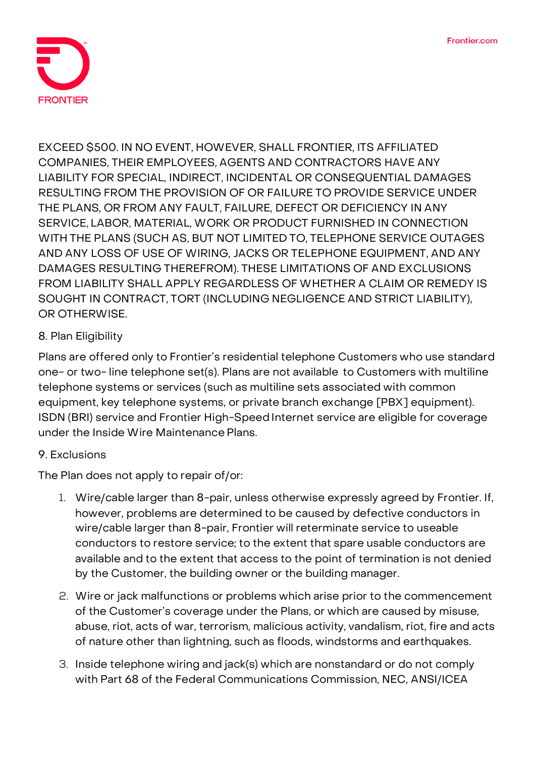EXCEED $500. IN NO EVENT, HOWEVER, SHALL FRONTIER, ITS AFFILIATED COMPANIES, THEIR EMPLOYEES, AGENTS AND CONTRACTORS HAVE ANY LIABILITY FOR SPECIAL, INDIRECT, INCIDENTAL OR CONSEQUENTIAL DAMAGES RESULTING FROM THE PROVISION OF OR FAILURE TO PROVIDE SERVICE UNDER THE PLANS, OR FROM ANY FAULT, FAILURE, DEFECT OR DEFICIENCY IN ANY SERVICE, LABOR, MATERIAL, WORK OR PRODUCT FURNISHED IN CONNECTION WITH THE PLANS (SUCH AS, BUT NOT LIMITED TO, TELEPHONE SERVICE OUTAGES AND ANY LOSS OF USE OF WIRING, JACKS OR TELEPHONE EQUIPMENT, AND ANY DAMAGES RESULTING THEREFROM). THESE LIMITATIONS OF AND EXCLUSIONS FROM LIABILITY SHALL APPLY REGARDLESS OF WHETHER A CLAIM OR REMEDY IS SOUGHT IN CONTRACT, TORT (INCLUDING NEGLIGENCE AND STRICT LIABILITY), OR OTHERWISE.

8. Plan Eligibility

Plans are offered only to Frontier's residential telephone Customers who use standard one- or two- line telephone set(s). Plans are not available to Customers with multiline telephone systems or services (such as multiline sets associated with common equipment, key telephone systems, or private branch exchange [PBX] equipment). ISDN (BRI) service and Frontier High-Speed Internet service are eligible for coverage under the Inside Wire Maintenance Plans.

9. Exclusions

The Plan does not apply to repair of/or:

1. Wire/cable larger than 8-pair, unless otherwise expressly agreed by Frontier. If, however, problems are determined to be caused by defective conductors in wire/cable larger than 8-pair, Frontier will reterminate service to useable conductors to restore service; to the extent that spare usable conductors are available and to the extent that access to the point of termination is not denied by the Customer, the building owner or the building manager.
2. Wire or jack malfunctions or problems which arise prior to the commencement of the Customer's coverage under the Plans, or which are caused by misuse, abuse, riot, acts of war, terrorism, malicious activity, vandalism, riot, fire and acts of nature other than lightning, such as floods, windstorms and earthquakes.
3. Inside telephone wiring and jack(s) which are nonstandard or do not comply with Part 68 of the Federal Communications Commission, NEC, ANSI/ICEA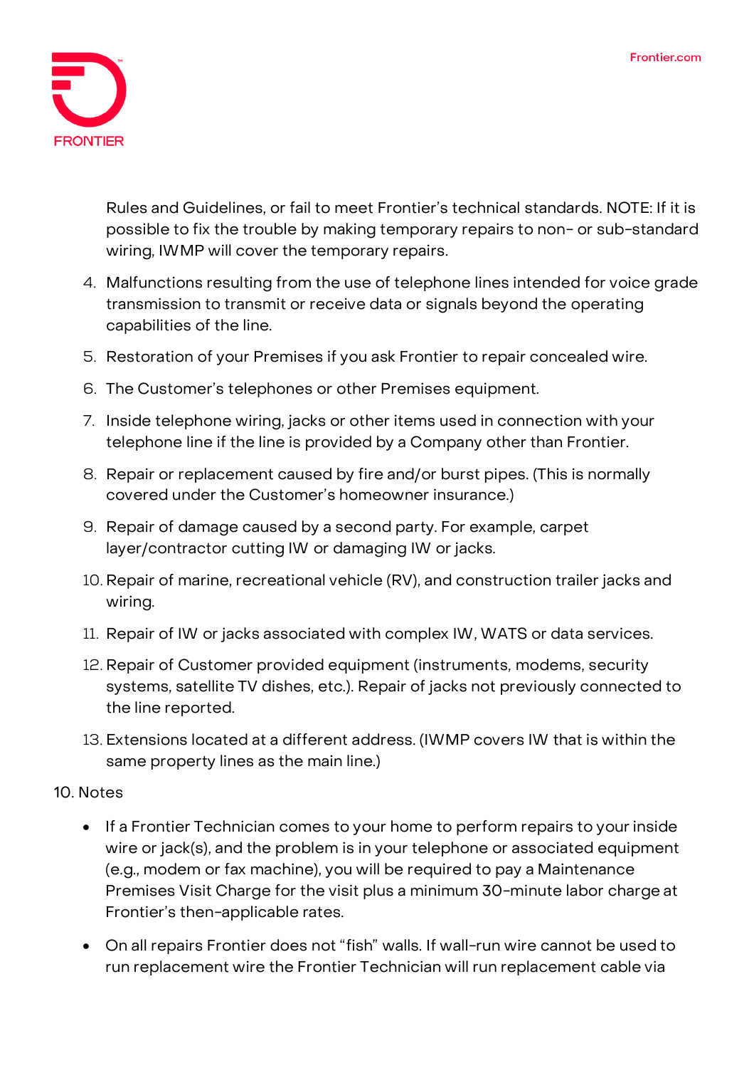Rules and Guidelines, or fail to meet Frontier's technical standards. NOTE: If it is possible to fix the trouble by making temporary repairs to non- or sub-standard wiring, IWMP will cover the temporary repairs.

4. Malfunctions resulting from the use of telephone lines intended for voice grade transmission to transmit or receive data or signals beyond the operating capabilities of the line.
5. Restoration of your Premises if you ask Frontier to repair concealed wire.
6. The Customer's telephones or other Premises equipment.
7. Inside telephone wiring, jacks or other items used in connection with your telephone line if the line is provided by a Company other than Frontier.
8. Repair or replacement caused by fire and/or burst pipes. (This is normally covered under the Customer's homeowner insurance.)
9. Repair of damage caused by a second party. For example, carpet layer/contractor cutting IW or damaging IW or jacks.
10. Repair of marine, recreational vehicle (RV), and construction trailer jacks and wiring.
11. Repair of IW or jacks associated with complex IW, WATS or data services.
12. Repair of Customer provided equipment (instruments, modems, security systems, satellite TV dishes, etc.). Repair of jacks not previously connected to the line reported.
13. Extensions located at a different address. (IWMP covers IW that is within the same property lines as the main line.)

10. Notes

- If a Frontier Technician comes to your home to perform repairs to your inside wire or jack(s), and the problem is in your telephone or associated equipment (e.g., modem or fax machine), you will be required to pay a Maintenance Premises Visit Charge for the visit plus a minimum 30-minute labor charge at Frontier's then-applicable rates.
- On all repairs Frontier does not "fish" walls. If wall-run wire cannot be used to run replacement wire the Frontier Technician will run replacement cable via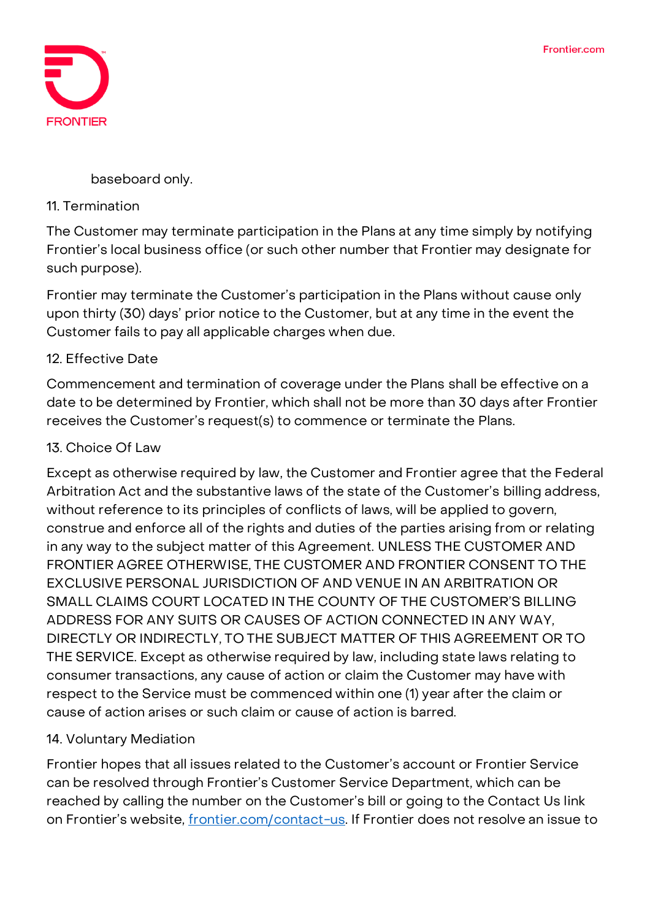baseboard only.

## 11. Termination

The Customer may terminate participation in the Plans at any time simply by notifying Frontier's local business office (or such other number that Frontier may designate for such purpose).

Frontier may terminate the Customer's participation in the Plans without cause only upon thirty (30) days' prior notice to the Customer, but at any time in the event the Customer fails to pay all applicable charges when due.

## 12. Effective Date

Commencement and termination of coverage under the Plans shall be effective on a date to be determined by Frontier, which shall not be more than 30 days after Frontier receives the Customer's request(s) to commence or terminate the Plans.

## 13. Choice Of Law

Except as otherwise required by law, the Customer and Frontier agree that the Federal Arbitration Act and the substantive laws of the state of the Customer's billing address, without reference to its principles of conflicts of laws, will be applied to govern, construe and enforce all of the rights and duties of the parties arising from or relating in any way to the subject matter of this Agreement. UNLESS THE CUSTOMER AND FRONTIER AGREE OTHERWISE, THE CUSTOMER AND FRONTIER CONSENT TO THE EXCLUSIVE PERSONAL JURISDICTION OF AND VENUE IN AN ARBITRATION OR SMALL CLAIMS COURT LOCATED IN THE COUNTY OF THE CUSTOMER'S BILLING ADDRESS FOR ANY SUITS OR CAUSES OF ACTION CONNECTED IN ANY WAY, DIRECTLY OR INDIRECTLY, TO THE SUBJECT MATTER OF THIS AGREEMENT OR TO THE SERVICE. Except as otherwise required by law, including state laws relating to consumer transactions, any cause of action or claim the Customer may have with respect to the Service must be commenced within one (1) year after the claim or cause of action arises or such claim or cause of action is barred.

## 14. Voluntary Mediation

Frontier hopes that all issues related to the Customer's account or Frontier Service can be resolved through Frontier's Customer Service Department, which can be reached by calling the number on the Customer's bill or going to the Contact Us link on Frontier's website, [frontier.com/contact-us](frontier.com/contact-us). If Frontier does not resolve an issue to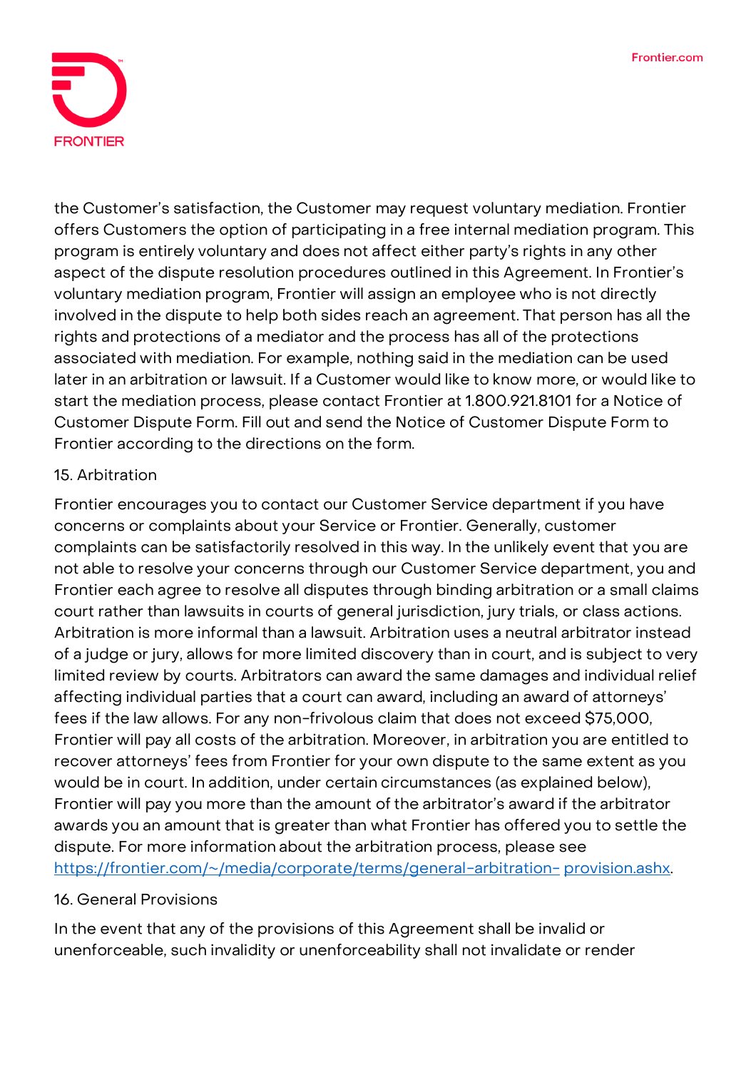the Customer's satisfaction, the Customer may request voluntary mediation. Frontier offers Customers the option of participating in a free internal mediation program. This program is entirely voluntary and does not affect either party's rights in any other aspect of the dispute resolution procedures outlined in this Agreement. In Frontier's voluntary mediation program, Frontier will assign an employee who is not directly involved in the dispute to help both sides reach an agreement. That person has all the rights and protections of a mediator and the process has all of the protections associated with mediation. For example, nothing said in the mediation can be used later in an arbitration or lawsuit. If a Customer would like to know more, or would like to start the mediation process, please contact Frontier at 1.800.921.8101 for a Notice of Customer Dispute Form. Fill out and send the Notice of Customer Dispute Form to Frontier according to the directions on the form.

## 15. Arbitration

Frontier encourages you to contact our Customer Service department if you have concerns or complaints about your Service or Frontier. Generally, customer complaints can be satisfactorily resolved in this way. In the unlikely event that you are not able to resolve your concerns through our Customer Service department, you and Frontier each agree to resolve all disputes through binding arbitration or a small claims court rather than lawsuits in courts of general jurisdiction, jury trials, or class actions. Arbitration is more informal than a lawsuit. Arbitration uses a neutral arbitrator instead of a judge or jury, allows for more limited discovery than in court, and is subject to very limited review by courts. Arbitrators can award the same damages and individual relief affecting individual parties that a court can award, including an award of attorneys' fees if the law allows. For any non-frivolous claim that does not exceed $75,000, Frontier will pay all costs of the arbitration. Moreover, in arbitration you are entitled to recover attorneys' fees from Frontier for your own dispute to the same extent as you would be in court. In addition, under certain circumstances (as explained below), Frontier will pay you more than the amount of the arbitrator's award if the arbitrator awards you an amount that is greater than what Frontier has offered you to settle the dispute. For more information about the arbitration process, please see https://frontier.com/~/media/corporate/terms/general-arbitration- provision.ashx.

## 16. General Provisions

In the event that any of the provisions of this Agreement shall be invalid or unenforceable, such invalidity or unenforceability shall not invalidate or render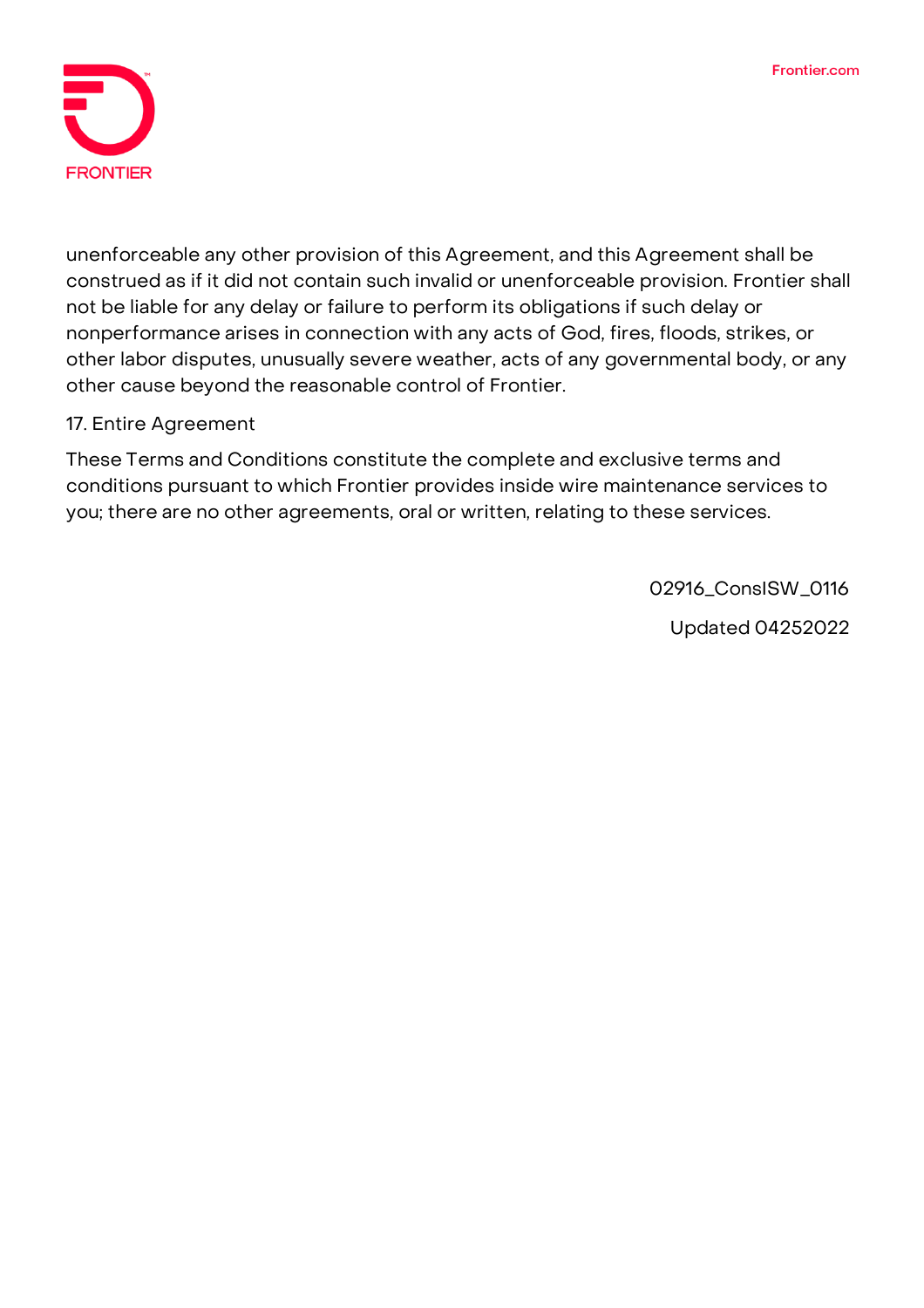unenforceable any other provision of this Agreement, and this Agreement shall be construed as if it did not contain such invalid or unenforceable provision. Frontier shall not be liable for any delay or failure to perform its obligations if such delay or nonperformance arises in connection with any acts of God, fires, floods, strikes, or other labor disputes, unusually severe weather, acts of any governmental body, or any other cause beyond the reasonable control of Frontier.

17. Entire Agreement

These Terms and Conditions constitute the complete and exclusive terms and conditions pursuant to which Frontier provides inside wire maintenance services to you; there are no other agreements, oral or written, relating to these services.

02916_ConsISW_0116

Updated 04252022